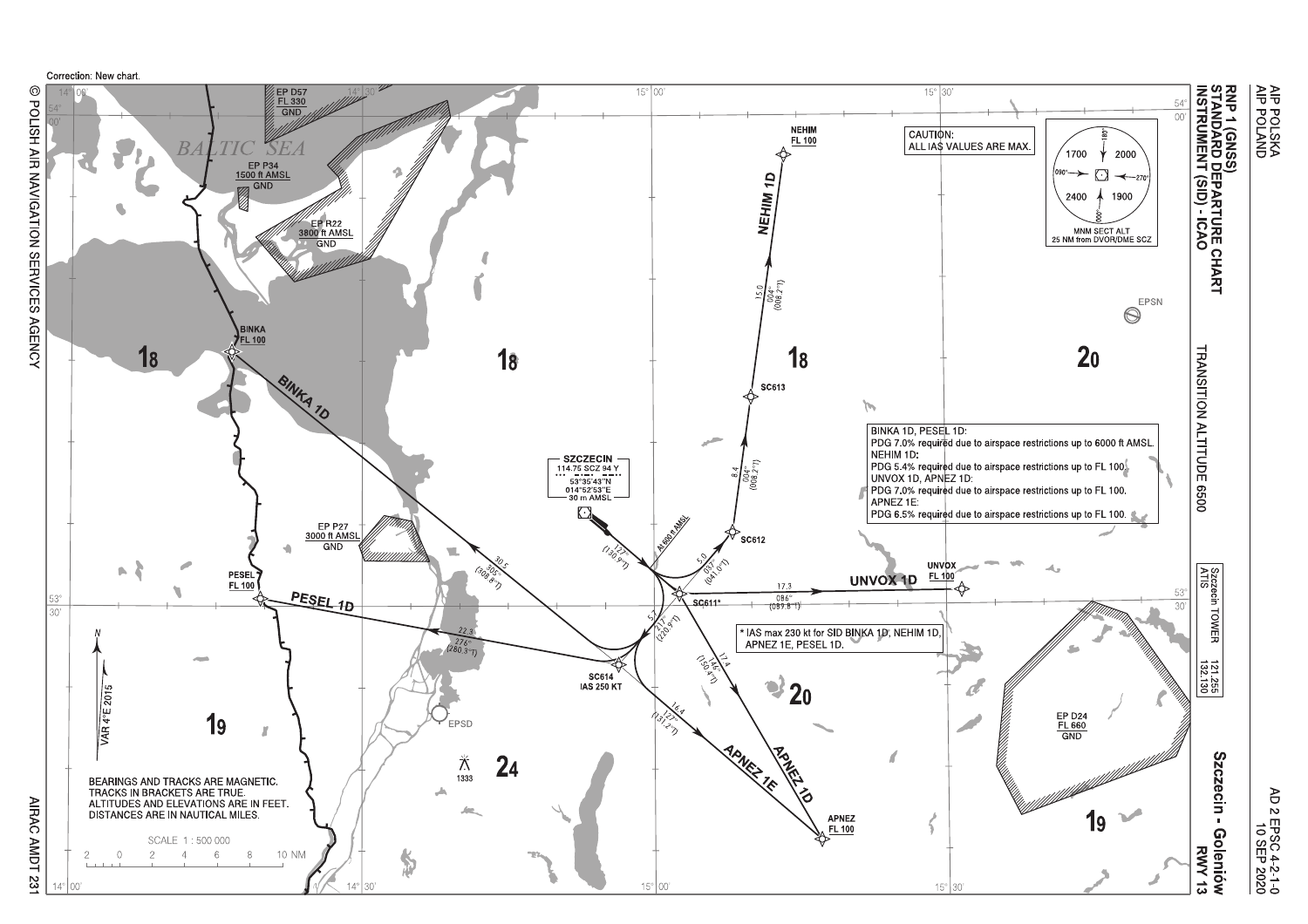Correction: New chart.

# RNP 1 (GNSS) STANDARD DEPARTURE CHART INSTRUMENT (SID) - ICAO

## Szczecin - Goleniów RWY 13

TRANSITION ALTITUDE 6500

| | | |
|---|---|---|
| Szczecin TOWER | 121.255 |
| ATIS | 132.130 |

CAUTION:
ALL IAS VALUES ARE MAX.

MNM SECT ALT 25 NM from DVOR/DME SCZ: 1700, 2000, 2400, 1900

**SZCZECIN**
114.75 SCZ 94 Y
53°35'43"N
014°52'53"E
30 m AMSL

BINKA 1D, PESEL 1D:
PDG 7.0% required due to airspace restrictions up to 6000 ft AMSL.
NEHIM 1D:
PDG 5.4% required due to airspace restrictions up to FL 100.
UNVOX 1D, APNEZ 1D:
PDG 7.0% required due to airspace restrictions up to FL 100.
APNEZ 1E:
PDG 6.5% required due to airspace restrictions up to FL 100.

* IAS max 230 kt for SID BINKA 1D, NEHIM 1D, APNEZ 1E, PESEL 1D.

- BINKA FL 100
- PESEL FL 100
- NEHIM FL 100
- UNVOX FL 100
- APNEZ FL 100
- SC611*
- SC612
- SC613
- SC614 IAS 250 KT

BINKA 1D: 127° (130.9°T), 217° (220.9°T) 5.1, SC614, 305° (308.8°T) 30.5, BINKA
PESEL 1D: SC614, 276° (280.3°T) 22.3, PESEL
NEHIM 1D: At 600 ft AMSL, 037° (041.0°T) 5.0, SC612, 004° (008.2°T) 8.4, SC613, 004° (008.2°T) 15.0, NEHIM
UNVOX 1D: SC611*, 086° (089.8°T) 17.3, UNVOX
APNEZ 1D: SC611*, 146° (150.4°T) 17.4, APNEZ
APNEZ 1E: SC614, 127° (131.2°T) 16.4, APNEZ

EP D57 FL 330 GND
EP P34 1500 ft AMSL GND
EP R22 3800 ft AMSL GND
EP P27 3000 ft AMSL GND
EP D24 FL 660 GND

BALTIC SEA
EPSN
EPSD
1333

VAR 4°E 2015

BEARINGS AND TRACKS ARE MAGNETIC.
TRACKS IN BRACKETS ARE TRUE.
ALTITUDES AND ELEVATIONS ARE IN FEET.
DISTANCES ARE IN NAUTICAL MILES.

SCALE 1 : 500 000

© POLISH AIR NAVIGATION SERVICES AGENCY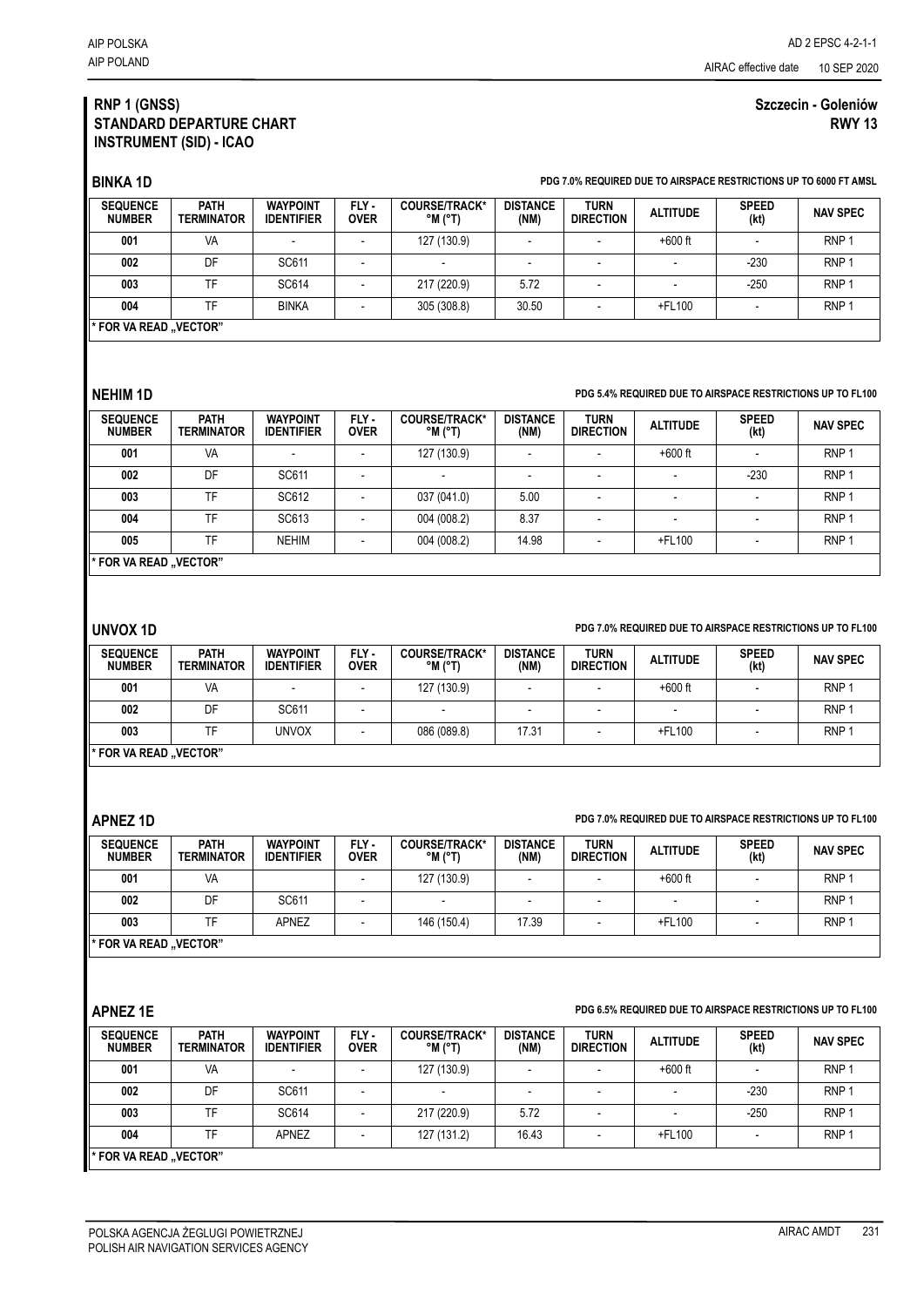## RNP 1 (GNSS) STANDARD DEPARTURE CHART INSTRUMENT (SID) - ICAO

**Szczecin - Goleniów RWY 13**

### BINKA 1D

**PDG 7.0% REQUIRED DUE TO AIRSPACE RESTRICTIONS UP TO 6000 FT AMSL**

| SEQUENCE NUMBER | PATH TERMINATOR | WAYPOINT IDENTIFIER | FLY - OVER | COURSE/TRACK* °M (°T) | DISTANCE (NM) | TURN DIRECTION | ALTITUDE | SPEED (kt) | NAV SPEC |
|---|---|---|---|---|---|---|---|---|---|
| 001 | VA | - | - | 127 (130.9) | - | - | +600 ft | - | RNP 1 |
| 002 | DF | SC611 | - | - | - | - | - | -230 | RNP 1 |
| 003 | TF | SC614 | - | 217 (220.9) | 5.72 | - | - | -250 | RNP 1 |
| 004 | TF | BINKA | - | 305 (308.8) | 30.50 | - | +FL100 | - | RNP 1 |

\* FOR VA READ „VECTOR"

### NEHIM 1D

**PDG 5.4% REQUIRED DUE TO AIRSPACE RESTRICTIONS UP TO FL100**

| SEQUENCE NUMBER | PATH TERMINATOR | WAYPOINT IDENTIFIER | FLY - OVER | COURSE/TRACK* °M (°T) | DISTANCE (NM) | TURN DIRECTION | ALTITUDE | SPEED (kt) | NAV SPEC |
|---|---|---|---|---|---|---|---|---|---|
| 001 | VA | - | - | 127 (130.9) | - | - | +600 ft | - | RNP 1 |
| 002 | DF | SC611 | - | - | - | - | - | -230 | RNP 1 |
| 003 | TF | SC612 | - | 037 (041.0) | 5.00 | - | - | - | RNP 1 |
| 004 | TF | SC613 | - | 004 (008.2) | 8.37 | - | - | - | RNP 1 |
| 005 | TF | NEHIM | - | 004 (008.2) | 14.98 | - | +FL100 | - | RNP 1 |

\* FOR VA READ „VECTOR"

### UNVOX 1D

**PDG 7.0% REQUIRED DUE TO AIRSPACE RESTRICTIONS UP TO FL100**

| SEQUENCE NUMBER | PATH TERMINATOR | WAYPOINT IDENTIFIER | FLY - OVER | COURSE/TRACK* °M (°T) | DISTANCE (NM) | TURN DIRECTION | ALTITUDE | SPEED (kt) | NAV SPEC |
|---|---|---|---|---|---|---|---|---|---|
| 001 | VA | - | - | 127 (130.9) | - | - | +600 ft | - | RNP 1 |
| 002 | DF | SC611 | - | - | - | - | - | - | RNP 1 |
| 003 | TF | UNVOX | - | 086 (089.8) | 17.31 | - | +FL100 | - | RNP 1 |

\* FOR VA READ „VECTOR"

### APNEZ 1D

**PDG 7.0% REQUIRED DUE TO AIRSPACE RESTRICTIONS UP TO FL100**

| SEQUENCE NUMBER | PATH TERMINATOR | WAYPOINT IDENTIFIER | FLY - OVER | COURSE/TRACK* °M (°T) | DISTANCE (NM) | TURN DIRECTION | ALTITUDE | SPEED (kt) | NAV SPEC |
|---|---|---|---|---|---|---|---|---|---|
| 001 | VA | | - | 127 (130.9) | - | - | +600 ft | - | RNP 1 |
| 002 | DF | SC611 | - | - | - | - | - | - | RNP 1 |
| 003 | TF | APNEZ | - | 146 (150.4) | 17.39 | - | +FL100 | - | RNP 1 |

\* FOR VA READ „VECTOR"

### APNEZ 1E

**PDG 6.5% REQUIRED DUE TO AIRSPACE RESTRICTIONS UP TO FL100**

| SEQUENCE NUMBER | PATH TERMINATOR | WAYPOINT IDENTIFIER | FLY - OVER | COURSE/TRACK* °M (°T) | DISTANCE (NM) | TURN DIRECTION | ALTITUDE | SPEED (kt) | NAV SPEC |
|---|---|---|---|---|---|---|---|---|---|
| 001 | VA | - | - | 127 (130.9) | - | - | +600 ft | - | RNP 1 |
| 002 | DF | SC611 | - | - | - | - | - | -230 | RNP 1 |
| 003 | TF | SC614 | - | 217 (220.9) | 5.72 | - | - | -250 | RNP 1 |
| 004 | TF | APNEZ | - | 127 (131.2) | 16.43 | - | +FL100 | - | RNP 1 |

\* FOR VA READ „VECTOR"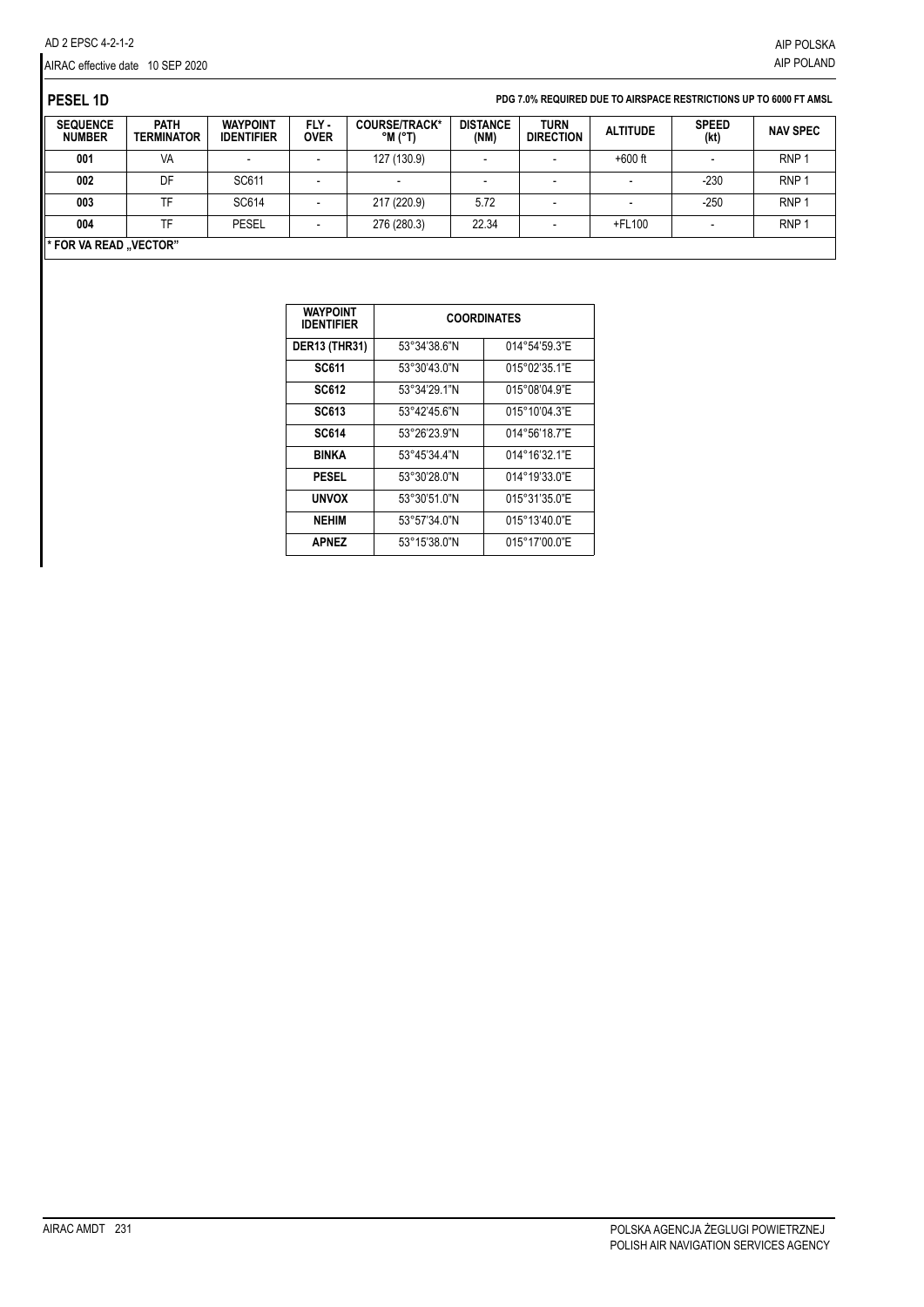## PESEL 1D

**PDG 7.0% REQUIRED DUE TO AIRSPACE RESTRICTIONS UP TO 6000 FT AMSL**

| SEQUENCE NUMBER | PATH TERMINATOR | WAYPOINT IDENTIFIER | FLY - OVER | COURSE/TRACK* °M (°T) | DISTANCE (NM) | TURN DIRECTION | ALTITUDE | SPEED (kt) | NAV SPEC |
|---|---|---|---|---|---|---|---|---|---|
| 001 | VA | - | - | 127 (130.9) | - | - | +600 ft | - | RNP 1 |
| 002 | DF | SC611 | - | - | - | - | - | -230 | RNP 1 |
| 003 | TF | SC614 | - | 217 (220.9) | 5.72 | - | - | -250 | RNP 1 |
| 004 | TF | PESEL | - | 276 (280.3) | 22.34 | - | +FL100 | - | RNP 1 |

* FOR VA READ „VECTOR"

| WAYPOINT IDENTIFIER | COORDINATES | |
|---|---|---|
| DER13 (THR31) | 53°34'38.6"N | 014°54'59.3"E |
| SC611 | 53°30'43.0"N | 015°02'35.1"E |
| SC612 | 53°34'29.1"N | 015°08'04.9"E |
| SC613 | 53°42'45.6"N | 015°10'04.3"E |
| SC614 | 53°26'23.9"N | 014°56'18.7"E |
| BINKA | 53°45'34.4"N | 014°16'32.1"E |
| PESEL | 53°30'28.0"N | 014°19'33.0"E |
| UNVOX | 53°30'51.0"N | 015°31'35.0"E |
| NEHIM | 53°57'34.0"N | 015°13'40.0"E |
| APNEZ | 53°15'38.0"N | 015°17'00.0"E |